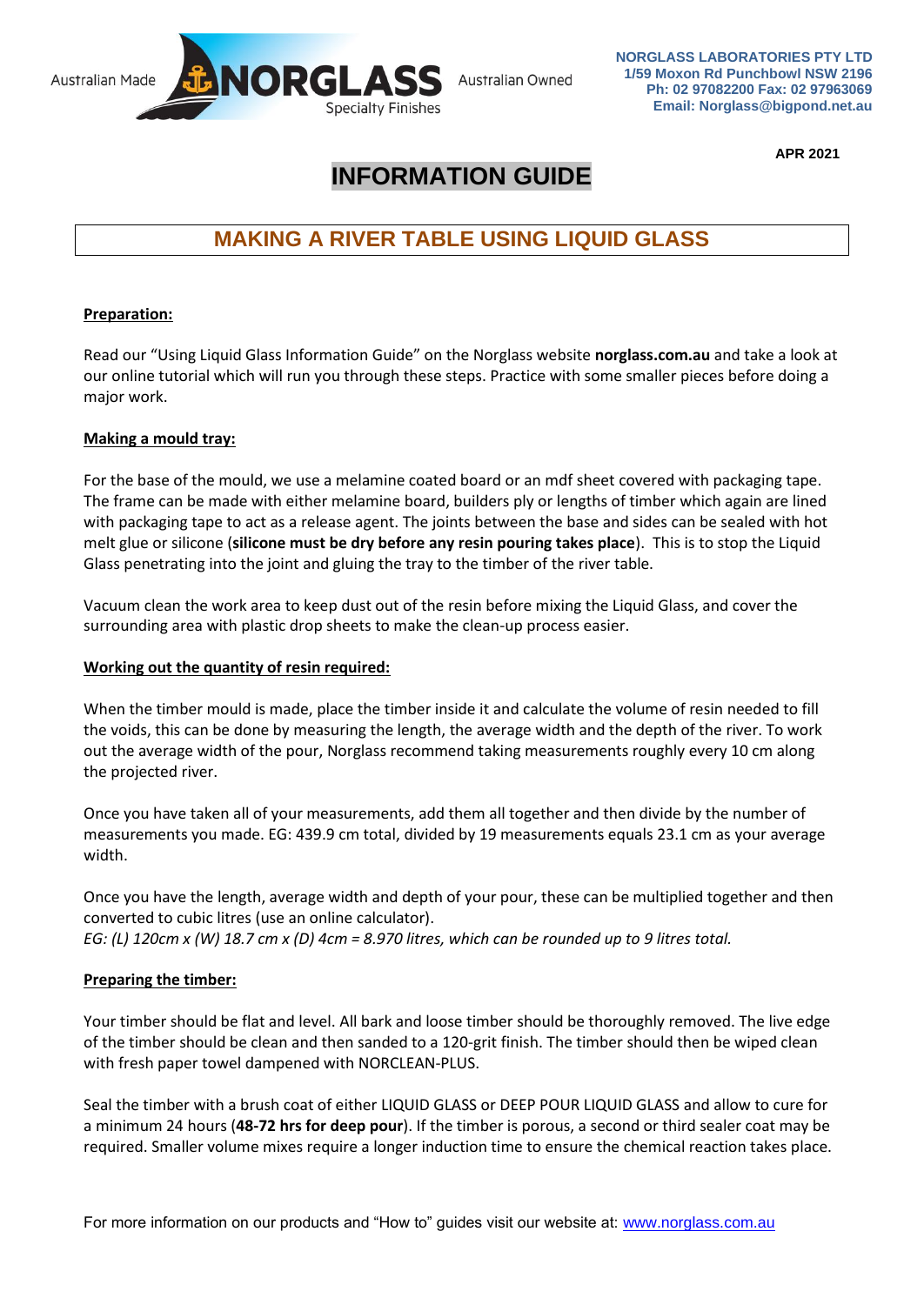Australian Made **NORGLASS** Specialty Finishes Australian Owned

**NORGLASS LABORATORIES PTY LTD**
**1/59 Moxon Rd Punchbowl NSW 2196**
**Ph: 02 97082200 Fax: 02 97963069**
**Email: Norglass@bigpond.net.au**

**APR 2021**

# INFORMATION GUIDE

## MAKING A RIVER TABLE USING LIQUID GLASS

**Preparation:**

Read our "Using Liquid Glass Information Guide" on the Norglass website **norglass.com.au** and take a look at our online tutorial which will run you through these steps. Practice with some smaller pieces before doing a major work.

**Making a mould tray:**

For the base of the mould, we use a melamine coated board or an mdf sheet covered with packaging tape. The frame can be made with either melamine board, builders ply or lengths of timber which again are lined with packaging tape to act as a release agent. The joints between the base and sides can be sealed with hot melt glue or silicone (**silicone must be dry before any resin pouring takes place**). This is to stop the Liquid Glass penetrating into the joint and gluing the tray to the timber of the river table.

Vacuum clean the work area to keep dust out of the resin before mixing the Liquid Glass, and cover the surrounding area with plastic drop sheets to make the clean-up process easier.

**Working out the quantity of resin required:**

When the timber mould is made, place the timber inside it and calculate the volume of resin needed to fill the voids, this can be done by measuring the length, the average width and the depth of the river. To work out the average width of the pour, Norglass recommend taking measurements roughly every 10 cm along the projected river.

Once you have taken all of your measurements, add them all together and then divide by the number of measurements you made. EG: 439.9 cm total, divided by 19 measurements equals 23.1 cm as your average width.

Once you have the length, average width and depth of your pour, these can be multiplied together and then converted to cubic litres (use an online calculator).
*EG: (L) 120cm x (W) 18.7 cm x (D) 4cm = 8.970 litres, which can be rounded up to 9 litres total.*

**Preparing the timber:**

Your timber should be flat and level. All bark and loose timber should be thoroughly removed. The live edge of the timber should be clean and then sanded to a 120-grit finish. The timber should then be wiped clean with fresh paper towel dampened with NORCLEAN-PLUS.

Seal the timber with a brush coat of either LIQUID GLASS or DEEP POUR LIQUID GLASS and allow to cure for a minimum 24 hours (**48-72 hrs for deep pour**). If the timber is porous, a second or third sealer coat may be required. Smaller volume mixes require a longer induction time to ensure the chemical reaction takes place.

For more information on our products and "How to" guides visit our website at: www.norglass.com.au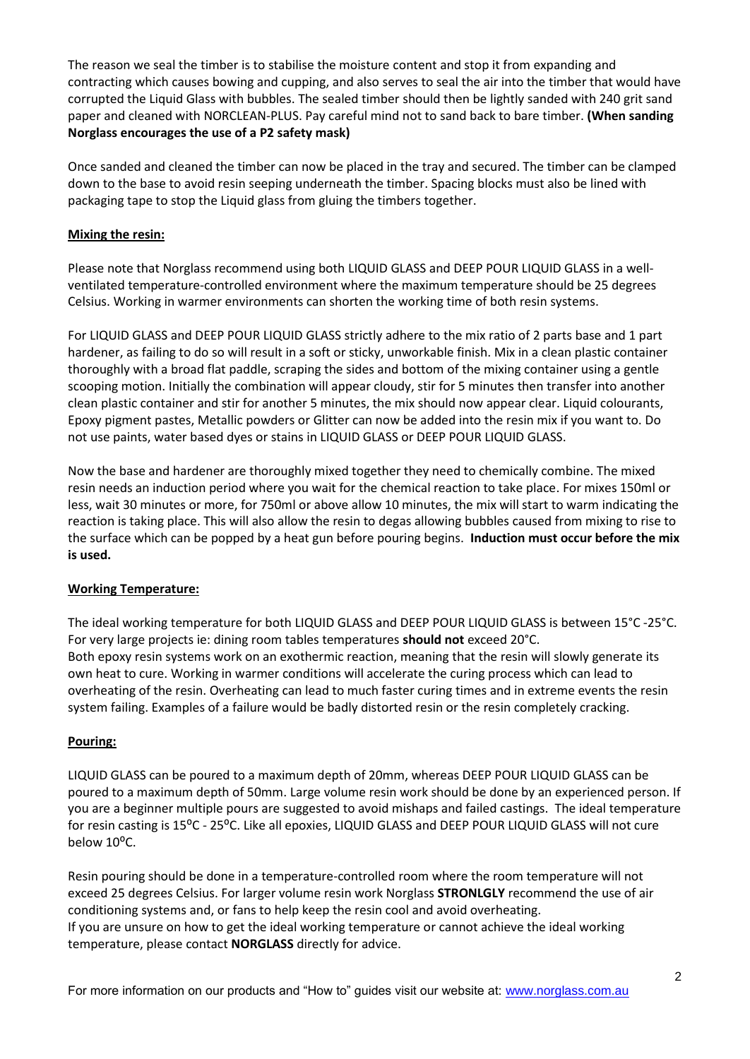The reason we seal the timber is to stabilise the moisture content and stop it from expanding and contracting which causes bowing and cupping, and also serves to seal the air into the timber that would have corrupted the Liquid Glass with bubbles. The sealed timber should then be lightly sanded with 240 grit sand paper and cleaned with NORCLEAN-PLUS. Pay careful mind not to sand back to bare timber. **(When sanding Norglass encourages the use of a P2 safety mask)**

Once sanded and cleaned the timber can now be placed in the tray and secured. The timber can be clamped down to the base to avoid resin seeping underneath the timber. Spacing blocks must also be lined with packaging tape to stop the Liquid glass from gluing the timbers together.

**Mixing the resin:**

Please note that Norglass recommend using both LIQUID GLASS and DEEP POUR LIQUID GLASS in a well-ventilated temperature-controlled environment where the maximum temperature should be 25 degrees Celsius. Working in warmer environments can shorten the working time of both resin systems.

For LIQUID GLASS and DEEP POUR LIQUID GLASS strictly adhere to the mix ratio of 2 parts base and 1 part hardener, as failing to do so will result in a soft or sticky, unworkable finish. Mix in a clean plastic container thoroughly with a broad flat paddle, scraping the sides and bottom of the mixing container using a gentle scooping motion. Initially the combination will appear cloudy, stir for 5 minutes then transfer into another clean plastic container and stir for another 5 minutes, the mix should now appear clear. Liquid colourants, Epoxy pigment pastes, Metallic powders or Glitter can now be added into the resin mix if you want to. Do not use paints, water based dyes or stains in LIQUID GLASS or DEEP POUR LIQUID GLASS.

Now the base and hardener are thoroughly mixed together they need to chemically combine. The mixed resin needs an induction period where you wait for the chemical reaction to take place. For mixes 150ml or less, wait 30 minutes or more, for 750ml or above allow 10 minutes, the mix will start to warm indicating the reaction is taking place. This will also allow the resin to degas allowing bubbles caused from mixing to rise to the surface which can be popped by a heat gun before pouring begins. **Induction must occur before the mix is used.**

**Working Temperature:**

The ideal working temperature for both LIQUID GLASS and DEEP POUR LIQUID GLASS is between 15°C -25°C. For very large projects ie: dining room tables temperatures **should not** exceed 20°C.
Both epoxy resin systems work on an exothermic reaction, meaning that the resin will slowly generate its own heat to cure. Working in warmer conditions will accelerate the curing process which can lead to overheating of the resin. Overheating can lead to much faster curing times and in extreme events the resin system failing. Examples of a failure would be badly distorted resin or the resin completely cracking.

**Pouring:**

LIQUID GLASS can be poured to a maximum depth of 20mm, whereas DEEP POUR LIQUID GLASS can be poured to a maximum depth of 50mm. Large volume resin work should be done by an experienced person. If you are a beginner multiple pours are suggested to avoid mishaps and failed castings. The ideal temperature for resin casting is 15ºC - 25ºC. Like all epoxies, LIQUID GLASS and DEEP POUR LIQUID GLASS will not cure below 10ºC.

Resin pouring should be done in a temperature-controlled room where the room temperature will not exceed 25 degrees Celsius. For larger volume resin work Norglass **STRONLGLY** recommend the use of air conditioning systems and, or fans to help keep the resin cool and avoid overheating.
If you are unsure on how to get the ideal working temperature or cannot achieve the ideal working temperature, please contact **NORGLASS** directly for advice.

For more information on our products and "How to" guides visit our website at: www.norglass.com.au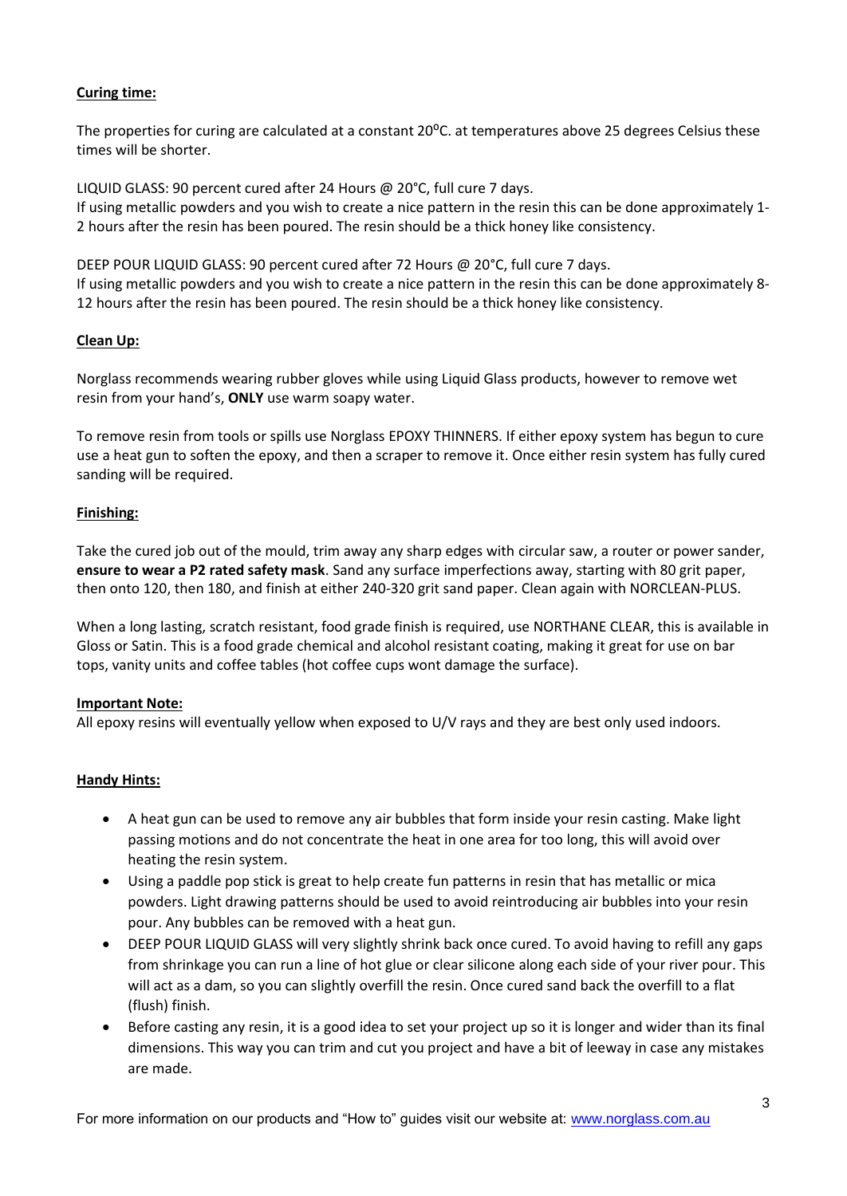**Curing time:**

The properties for curing are calculated at a constant 20⁰C. at temperatures above 25 degrees Celsius these times will be shorter.

LIQUID GLASS: 90 percent cured after 24 Hours @ 20°C, full cure 7 days.
If using metallic powders and you wish to create a nice pattern in the resin this can be done approximately 1-2 hours after the resin has been poured. The resin should be a thick honey like consistency.

DEEP POUR LIQUID GLASS: 90 percent cured after 72 Hours @ 20°C, full cure 7 days.
If using metallic powders and you wish to create a nice pattern in the resin this can be done approximately 8-12 hours after the resin has been poured. The resin should be a thick honey like consistency.

**Clean Up:**

Norglass recommends wearing rubber gloves while using Liquid Glass products, however to remove wet resin from your hand's, **ONLY** use warm soapy water.

To remove resin from tools or spills use Norglass EPOXY THINNERS. If either epoxy system has begun to cure use a heat gun to soften the epoxy, and then a scraper to remove it. Once either resin system has fully cured sanding will be required.

**Finishing:**

Take the cured job out of the mould, trim away any sharp edges with circular saw, a router or power sander, **ensure to wear a P2 rated safety mask**. Sand any surface imperfections away, starting with 80 grit paper, then onto 120, then 180, and finish at either 240-320 grit sand paper. Clean again with NORCLEAN-PLUS.

When a long lasting, scratch resistant, food grade finish is required, use NORTHANE CLEAR, this is available in Gloss or Satin. This is a food grade chemical and alcohol resistant coating, making it great for use on bar tops, vanity units and coffee tables (hot coffee cups wont damage the surface).

**Important Note:**
All epoxy resins will eventually yellow when exposed to U/V rays and they are best only used indoors.

**Handy Hints:**

- A heat gun can be used to remove any air bubbles that form inside your resin casting. Make light passing motions and do not concentrate the heat in one area for too long, this will avoid over heating the resin system.
- Using a paddle pop stick is great to help create fun patterns in resin that has metallic or mica powders. Light drawing patterns should be used to avoid reintroducing air bubbles into your resin pour. Any bubbles can be removed with a heat gun.
- DEEP POUR LIQUID GLASS will very slightly shrink back once cured. To avoid having to refill any gaps from shrinkage you can run a line of hot glue or clear silicone along each side of your river pour. This will act as a dam, so you can slightly overfill the resin. Once cured sand back the overfill to a flat (flush) finish.
- Before casting any resin, it is a good idea to set your project up so it is longer and wider than its final dimensions. This way you can trim and cut you project and have a bit of leeway in case any mistakes are made.

For more information on our products and "How to" guides visit our website at: [www.norglass.com.au](http://www.norglass.com.au)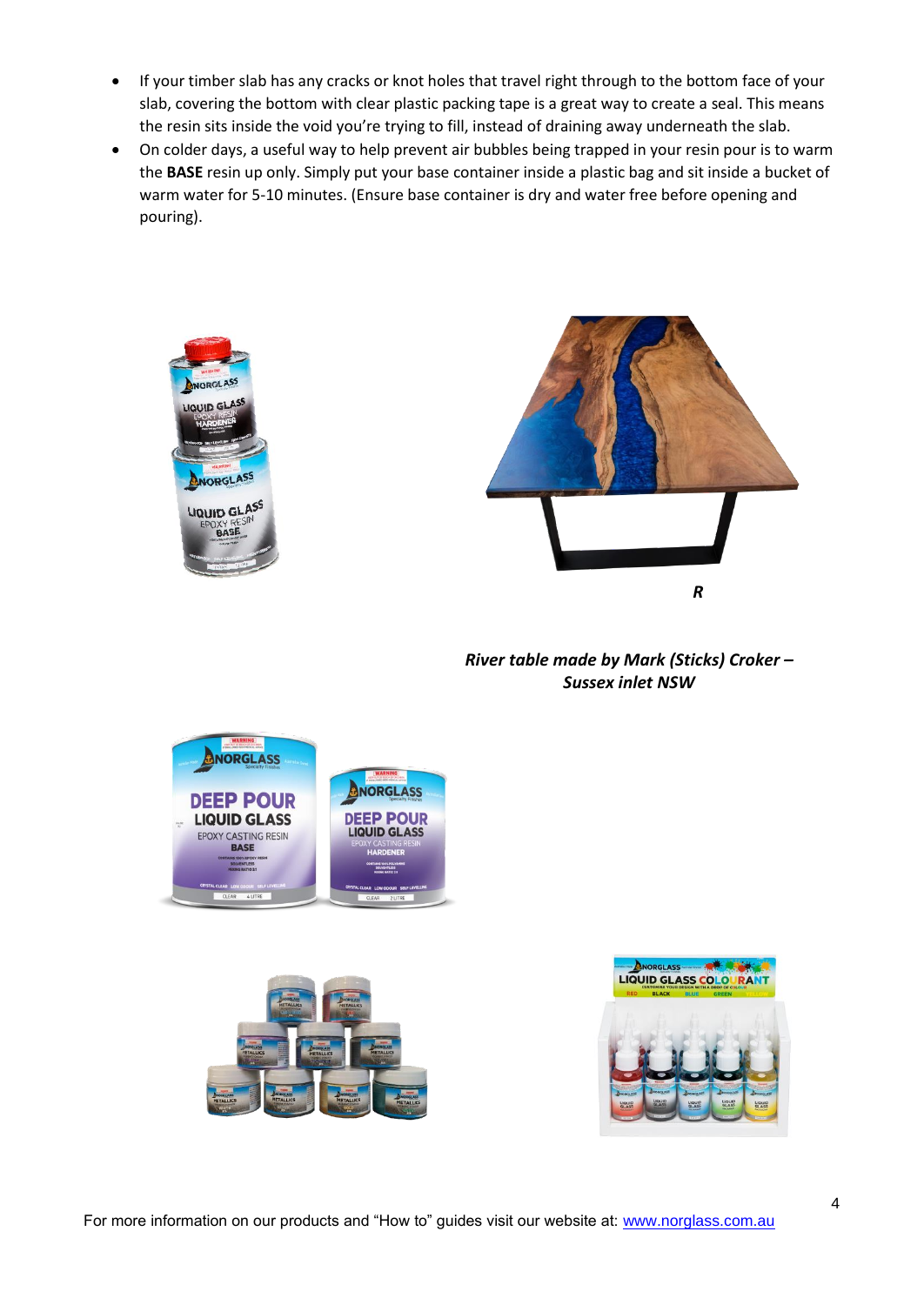- If your timber slab has any cracks or knot holes that travel right through to the bottom face of your slab, covering the bottom with clear plastic packing tape is a great way to create a seal. This means the resin sits inside the void you're trying to fill, instead of draining away underneath the slab.
- On colder days, a useful way to help prevent air bubbles being trapped in your resin pour is to warm the **BASE** resin up only. Simply put your base container inside a plastic bag and sit inside a bucket of warm water for 5-10 minutes. (Ensure base container is dry and water free before opening and pouring).

***R***

***River table made by Mark (Sticks) Croker – Sussex inlet NSW***

For more information on our products and "How to" guides visit our website at: [www.norglass.com.au](http://www.norglass.com.au)